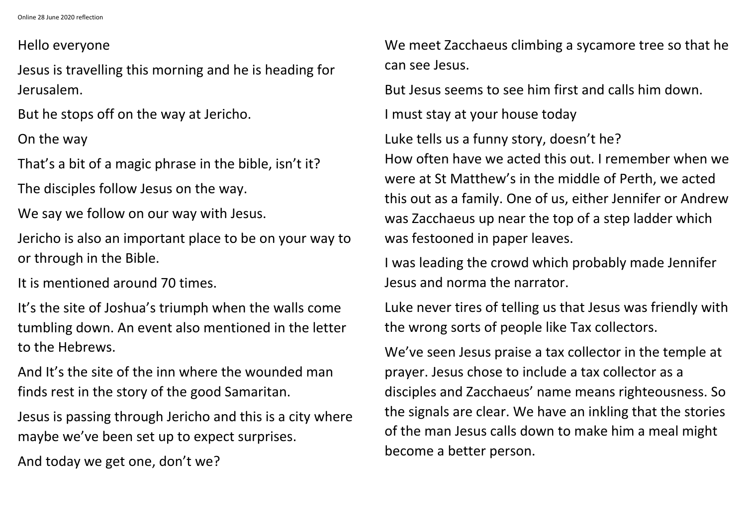Online 28 June 2020 reflection

Hello everyone

Jesus is travelling this morning and he is heading for Jerusalem.

But he stops off on the way at Jericho.

On the way

That's a bit of a magic phrase in the bible, isn't it?

The disciples follow Jesus on the way.

We say we follow on our way with Jesus.

Jericho is also an important place to be on your way to or through in the Bible.

It is mentioned around 70 times.

It's the site of Joshua's triumph when the walls come tumbling down. An event also mentioned in the letter to the Hebrews.

And It's the site of the inn where the wounded man finds rest in the story of the good Samaritan.

Jesus is passing through Jericho and this is a city where maybe we've been set up to expect surprises.

And today we get one, don't we?

We meet Zacchaeus climbing a sycamore tree so that he can see Jesus.

But Jesus seems to see him first and calls him down.

I must stay at your house today

Luke tells us a funny story, doesn't he?
How often have we acted this out. I remember when we were at St Matthew's in the middle of Perth, we acted this out as a family. One of us, either Jennifer or Andrew was Zacchaeus up near the top of a step ladder which was festooned in paper leaves.

I was leading the crowd which probably made Jennifer Jesus and norma the narrator.

Luke never tires of telling us that Jesus was friendly with the wrong sorts of people like Tax collectors.

We've seen Jesus praise a tax collector in the temple at prayer. Jesus chose to include a tax collector as a disciples and Zacchaeus' name means righteousness. So the signals are clear. We have an inkling that the stories of the man Jesus calls down to make him a meal might become a better person.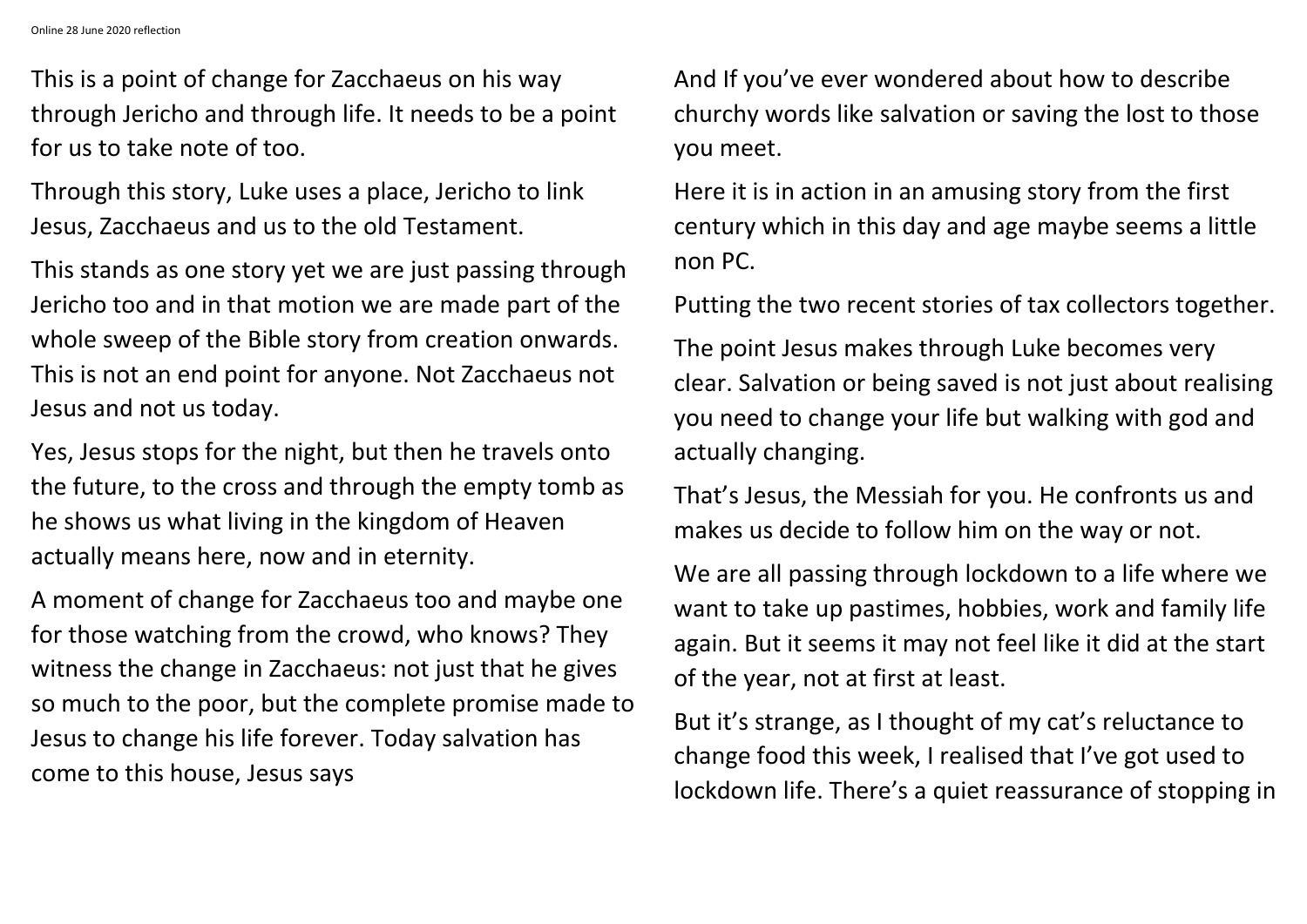This is a point of change for Zacchaeus on his way through Jericho and through life. It needs to be a point for us to take note of too.

Through this story, Luke uses a place, Jericho to link Jesus, Zacchaeus and us to the old Testament.

This stands as one story yet we are just passing through Jericho too and in that motion we are made part of the whole sweep of the Bible story from creation onwards. This is not an end point for anyone. Not Zacchaeus not Jesus and not us today.

Yes, Jesus stops for the night, but then he travels onto the future, to the cross and through the empty tomb as he shows us what living in the kingdom of Heaven actually means here, now and in eternity.

A moment of change for Zacchaeus too and maybe one for those watching from the crowd, who knows? They witness the change in Zacchaeus: not just that he gives so much to the poor, but the complete promise made to Jesus to change his life forever. Today salvation has come to this house, Jesus says

And If you've ever wondered about how to describe churchy words like salvation or saving the lost to those you meet.

Here it is in action in an amusing story from the first century which in this day and age maybe seems a little non PC.

Putting the two recent stories of tax collectors together.

The point Jesus makes through Luke becomes very clear. Salvation or being saved is not just about realising you need to change your life but walking with god and actually changing.

That's Jesus, the Messiah for you. He confronts us and makes us decide to follow him on the way or not.

We are all passing through lockdown to a life where we want to take up pastimes, hobbies, work and family life again. But it seems it may not feel like it did at the start of the year, not at first at least.

But it's strange, as I thought of my cat's reluctance to change food this week, I realised that I've got used to lockdown life. There's a quiet reassurance of stopping in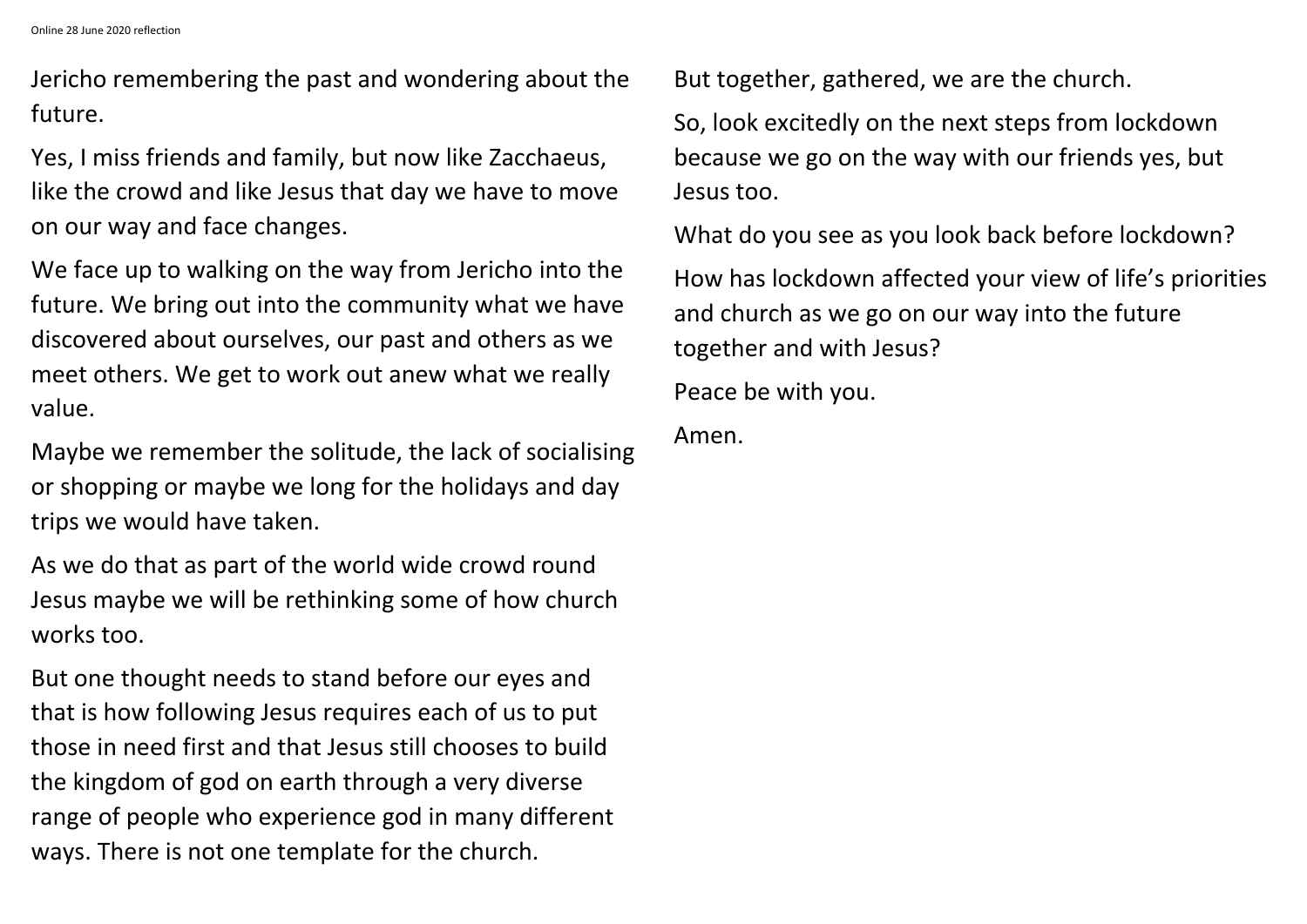Jericho remembering the past and wondering about the future.

Yes, I miss friends and family, but now like Zacchaeus, like the crowd and like Jesus that day we have to move on our way and face changes.

We face up to walking on the way from Jericho into the future. We bring out into the community what we have discovered about ourselves, our past and others as we meet others. We get to work out anew what we really value.

Maybe we remember the solitude, the lack of socialising or shopping or maybe we long for the holidays and day trips we would have taken.

As we do that as part of the world wide crowd round Jesus maybe we will be rethinking some of how church works too.

But one thought needs to stand before our eyes and that is how following Jesus requires each of us to put those in need first and that Jesus still chooses to build the kingdom of god on earth through a very diverse range of people who experience god in many different ways. There is not one template for the church.

But together, gathered, we are the church.

So, look excitedly on the next steps from lockdown because we go on the way with our friends yes, but Jesus too.

What do you see as you look back before lockdown?

How has lockdown affected your view of life's priorities and church as we go on our way into the future together and with Jesus?

Peace be with you.

Amen.